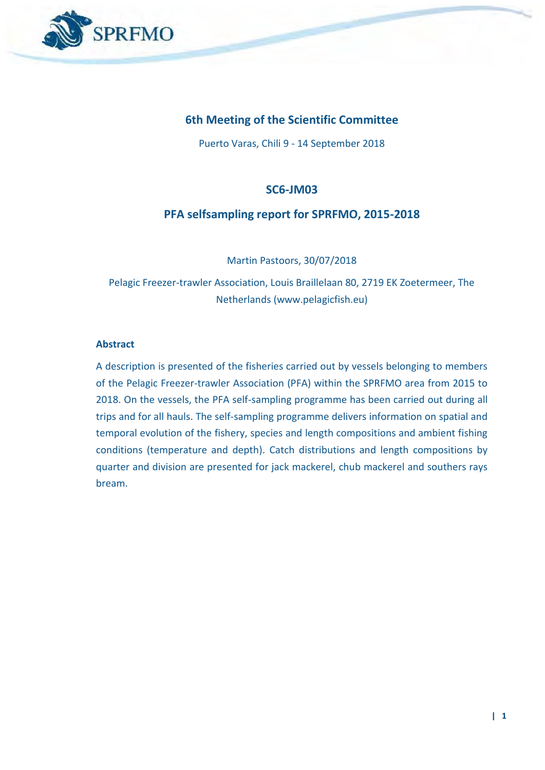## 6th Meeting of the Scientific Committee

Puerto Varas, Chili 9 - 14 September 2018

# SC6-JM03

# PFA selfsampling report for SPRFMO, 2015-2018

Martin Pastoors, 30/07/2018

Pelagic Freezer-trawler Association, Louis Braillelaan 80, 2719 EK Zoetermeer, The Netherlands (www.pelagicfish.eu)

### Abstract

A description is presented of the fisheries carried out by vessels belonging to members of the Pelagic Freezer-trawler Association (PFA) within the SPRFMO area from 2015 to 2018. On the vessels, the PFA self-sampling programme has been carried out during all trips and for all hauls. The self-sampling programme delivers information on spatial and temporal evolution of the fishery, species and length compositions and ambient fishing conditions (temperature and depth). Catch distributions and length compositions by quarter and division are presented for jack mackerel, chub mackerel and southers rays bream.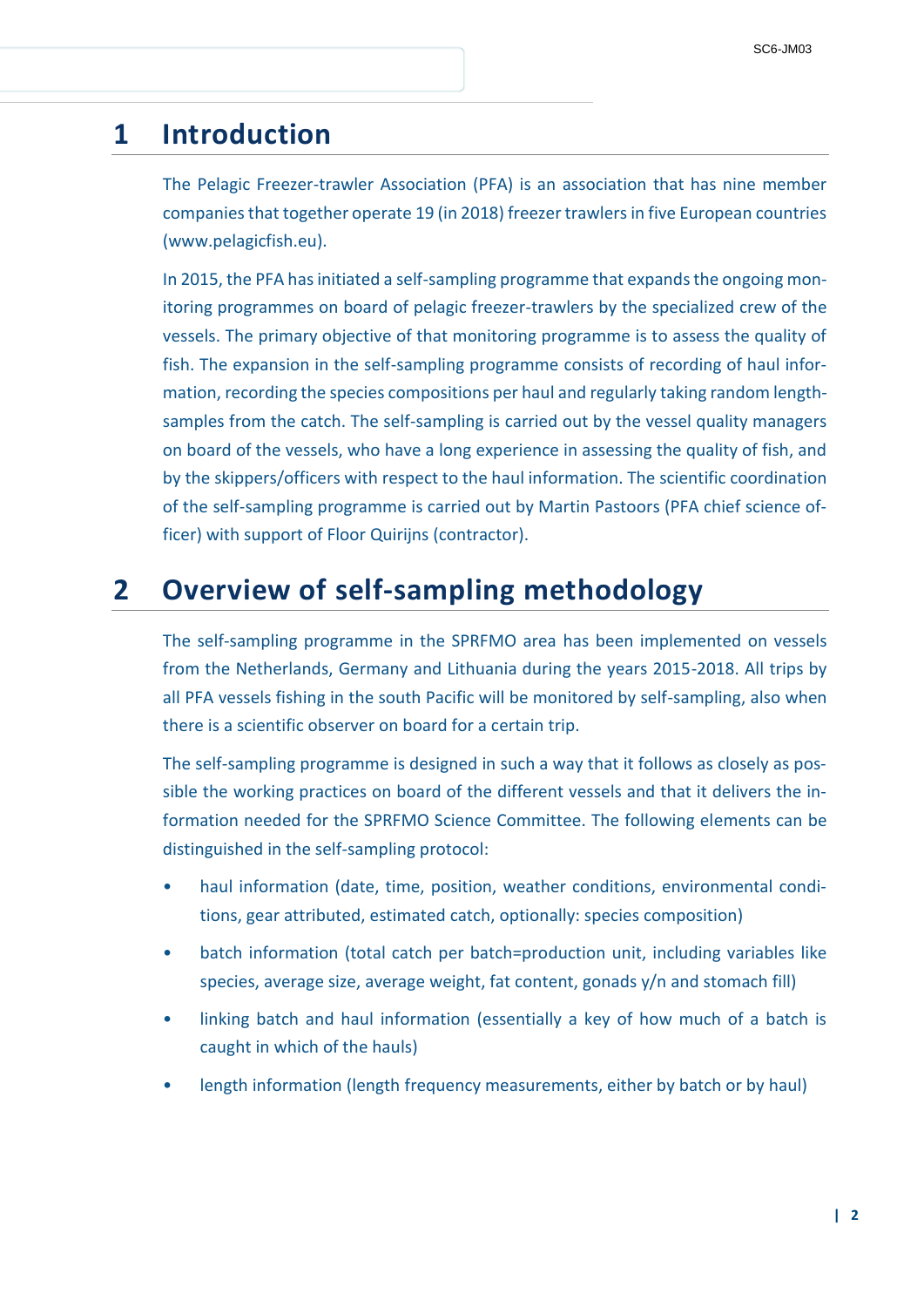# 1 Introduction

The Pelagic Freezer-trawler Association (PFA) is an association that has nine member companies that together operate 19 (in 2018) freezer trawlers in five European countries (www.pelagicfish.eu).

In 2015, the PFA has initiated a self-sampling programme that expands the ongoing monitoring programmes on board of pelagic freezer-trawlers by the specialized crew of the vessels. The primary objective of that monitoring programme is to assess the quality of fish. The expansion in the self-sampling programme consists of recording of haul information, recording the species compositions per haul and regularly taking random length-samples from the catch. The self-sampling is carried out by the vessel quality managers on board of the vessels, who have a long experience in assessing the quality of fish, and by the skippers/officers with respect to the haul information. The scientific coordination of the self-sampling programme is carried out by Martin Pastoors (PFA chief science officer) with support of Floor Quirijns (contractor).

# 2 Overview of self-sampling methodology

The self-sampling programme in the SPRFMO area has been implemented on vessels from the Netherlands, Germany and Lithuania during the years 2015-2018. All trips by all PFA vessels fishing in the south Pacific will be monitored by self-sampling, also when there is a scientific observer on board for a certain trip.

The self-sampling programme is designed in such a way that it follows as closely as possible the working practices on board of the different vessels and that it delivers the information needed for the SPRFMO Science Committee. The following elements can be distinguished in the self-sampling protocol:

- haul information (date, time, position, weather conditions, environmental conditions, gear attributed, estimated catch, optionally: species composition)
- batch information (total catch per batch=production unit, including variables like species, average size, average weight, fat content, gonads y/n and stomach fill)
- linking batch and haul information (essentially a key of how much of a batch is caught in which of the hauls)
- length information (length frequency measurements, either by batch or by haul)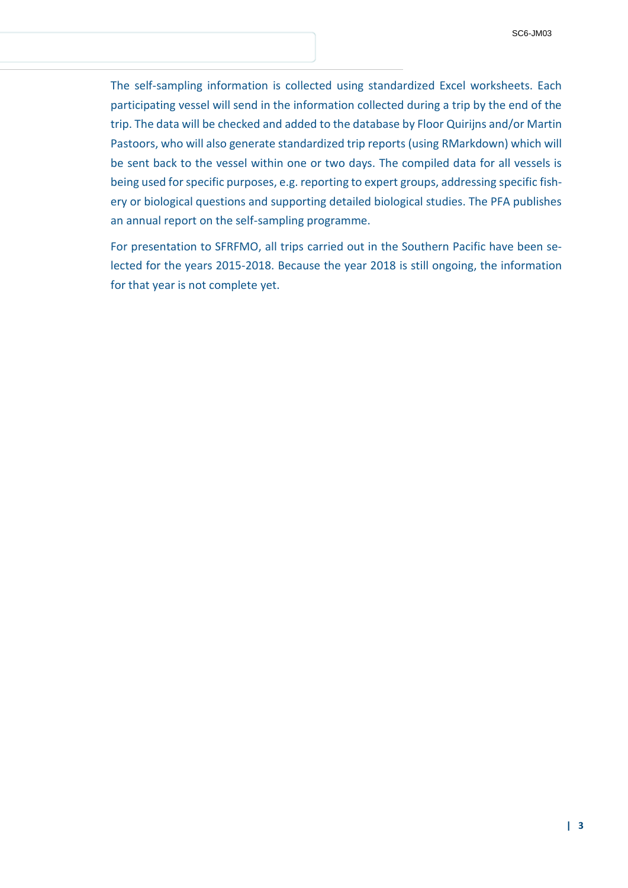The self-sampling information is collected using standardized Excel worksheets. Each participating vessel will send in the information collected during a trip by the end of the trip. The data will be checked and added to the database by Floor Quirijns and/or Martin Pastoors, who will also generate standardized trip reports (using RMarkdown) which will be sent back to the vessel within one or two days. The compiled data for all vessels is being used for specific purposes, e.g. reporting to expert groups, addressing specific fishery or biological questions and supporting detailed biological studies. The PFA publishes an annual report on the self-sampling programme.

For presentation to SFRFMO, all trips carried out in the Southern Pacific have been selected for the years 2015-2018. Because the year 2018 is still ongoing, the information for that year is not complete yet.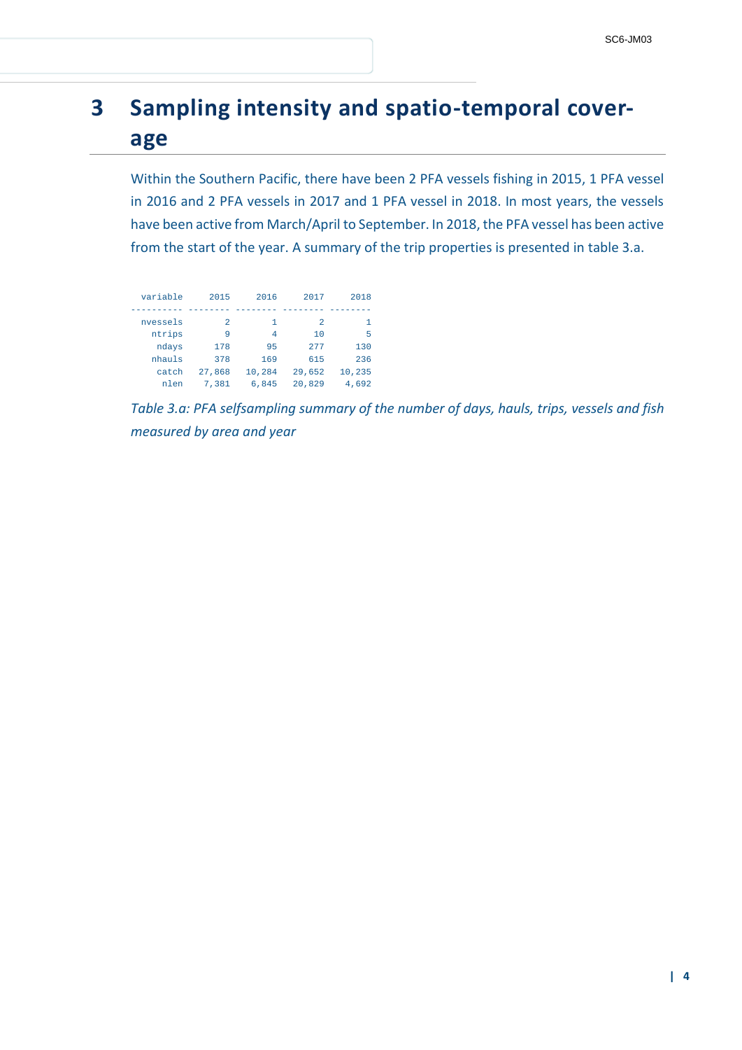# 3 Sampling intensity and spatio-temporal coverage

Within the Southern Pacific, there have been 2 PFA vessels fishing in 2015, 1 PFA vessel in 2016 and 2 PFA vessels in 2017 and 1 PFA vessel in 2018. In most years, the vessels have been active from March/April to September. In 2018, the PFA vessel has been active from the start of the year. A summary of the trip properties is presented in table 3.a.

| variable | 2015 | 2016 | 2017 | 2018 |
|---:|---:|---:|---:|---:|
| nvessels | 2 | 1 | 2 | 1 |
| ntrips | 9 | 4 | 10 | 5 |
| ndays | 178 | 95 | 277 | 130 |
| nhauls | 378 | 169 | 615 | 236 |
| catch | 27,868 | 10,284 | 29,652 | 10,235 |
| nlen | 7,381 | 6,845 | 20,829 | 4,692 |

*Table 3.a: PFA selfsampling summary of the number of days, hauls, trips, vessels and fish measured by area and year*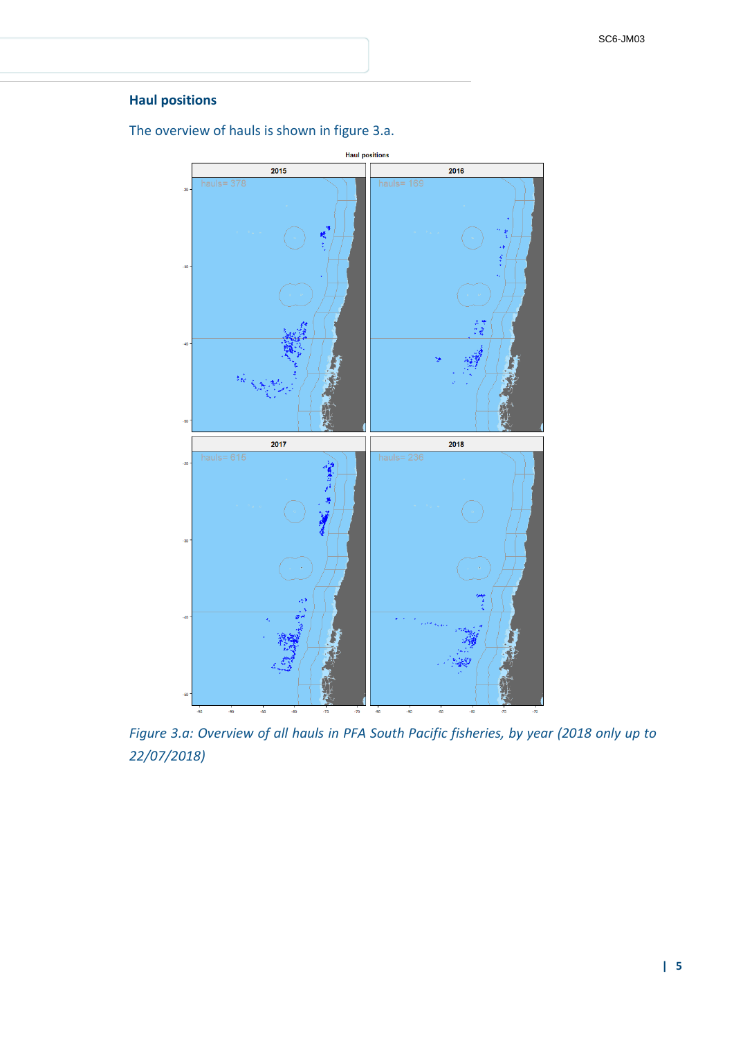## Haul positions

The overview of hauls is shown in figure 3.a.

*Figure 3.a: Overview of all hauls in PFA South Pacific fisheries, by year (2018 only up to 22/07/2018)*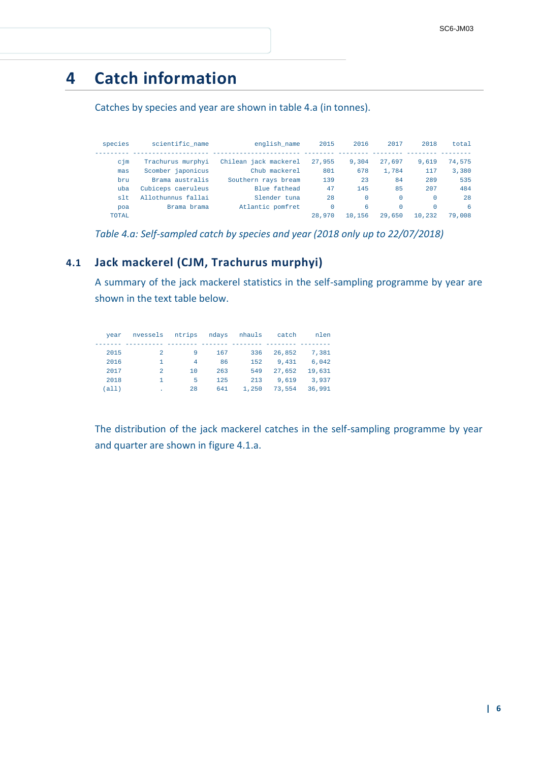# 4 Catch information

Catches by species and year are shown in table 4.a (in tonnes).

| species | scientific_name | english_name | 2015 | 2016 | 2017 | 2018 | total |
|---|---|---|---|---|---|---|---|
| cjm | Trachurus murphyi | Chilean jack mackerel | 27,955 | 9,304 | 27,697 | 9,619 | 74,575 |
| mas | Scomber japonicus | Chub mackerel | 801 | 678 | 1,784 | 117 | 3,380 |
| bru | Brama australis | Southern rays bream | 139 | 23 | 84 | 289 | 535 |
| uba | Cubiceps caeruleus | Blue fathead | 47 | 145 | 85 | 207 | 484 |
| slt | Allothunnus fallai | Slender tuna | 28 | 0 | 0 | 0 | 28 |
| poa | Brama brama | Atlantic pomfret | 0 | 6 | 0 | 0 | 6 |
| TOTAL | | | 28,970 | 10,156 | 29,650 | 10,232 | 79,008 |

*Table 4.a: Self-sampled catch by species and year (2018 only up to 22/07/2018)*

## 4.1 Jack mackerel (CJM, Trachurus murphyi)

A summary of the jack mackerel statistics in the self-sampling programme by year are shown in the text table below.

| year | nvessels | ntrips | ndays | nhauls | catch | nlen |
|---|---|---|---|---|---|---|
| 2015 | 2 | 9 | 167 | 336 | 26,852 | 7,381 |
| 2016 | 1 | 4 | 86 | 152 | 9,431 | 6,042 |
| 2017 | 2 | 10 | 263 | 549 | 27,652 | 19,631 |
| 2018 | 1 | 5 | 125 | 213 | 9,619 | 3,937 |
| (all) | . | 28 | 641 | 1,250 | 73,554 | 36,991 |

The distribution of the jack mackerel catches in the self-sampling programme by year and quarter are shown in figure 4.1.a.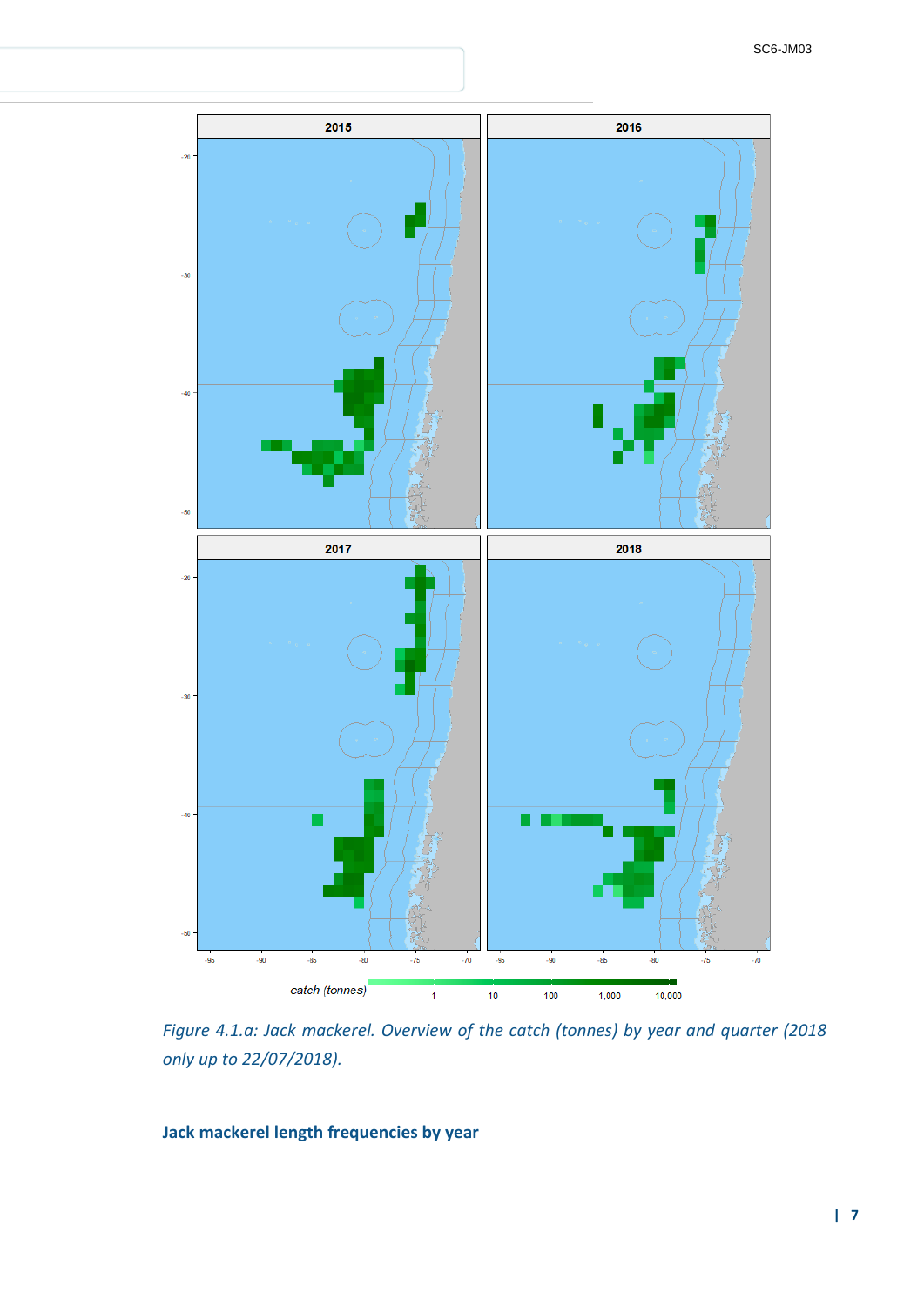*Figure 4.1.a: Jack mackerel. Overview of the catch (tonnes) by year and quarter (2018 only up to 22/07/2018).*

### Jack mackerel length frequencies by year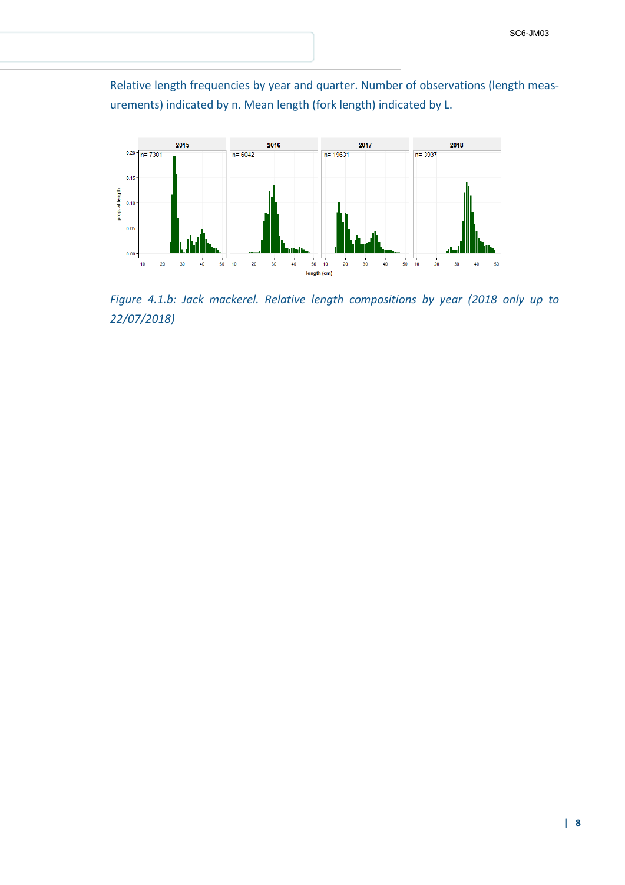Relative length frequencies by year and quarter. Number of observations (length measurements) indicated by n. Mean length (fork length) indicated by L.

*Figure 4.1.b: Jack mackerel. Relative length compositions by year (2018 only up to 22/07/2018)*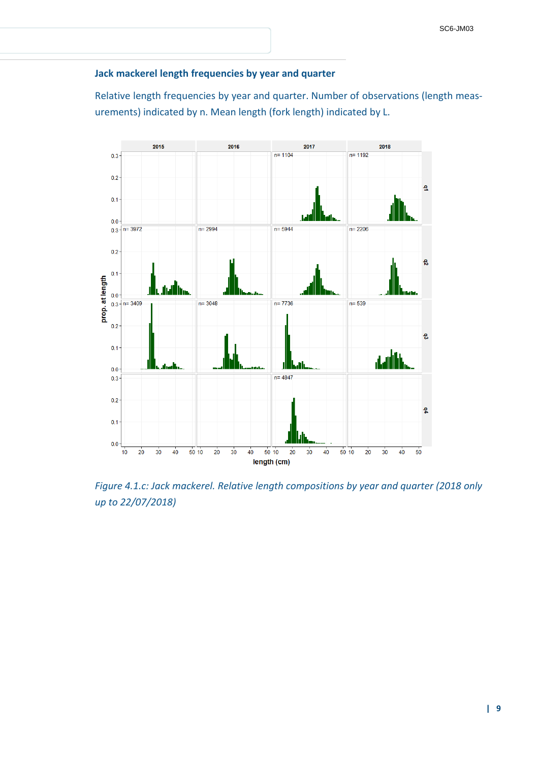### Jack mackerel length frequencies by year and quarter

Relative length frequencies by year and quarter. Number of observations (length measurements) indicated by n. Mean length (fork length) indicated by L.

*Figure 4.1.c: Jack mackerel. Relative length compositions by year and quarter (2018 only up to 22/07/2018)*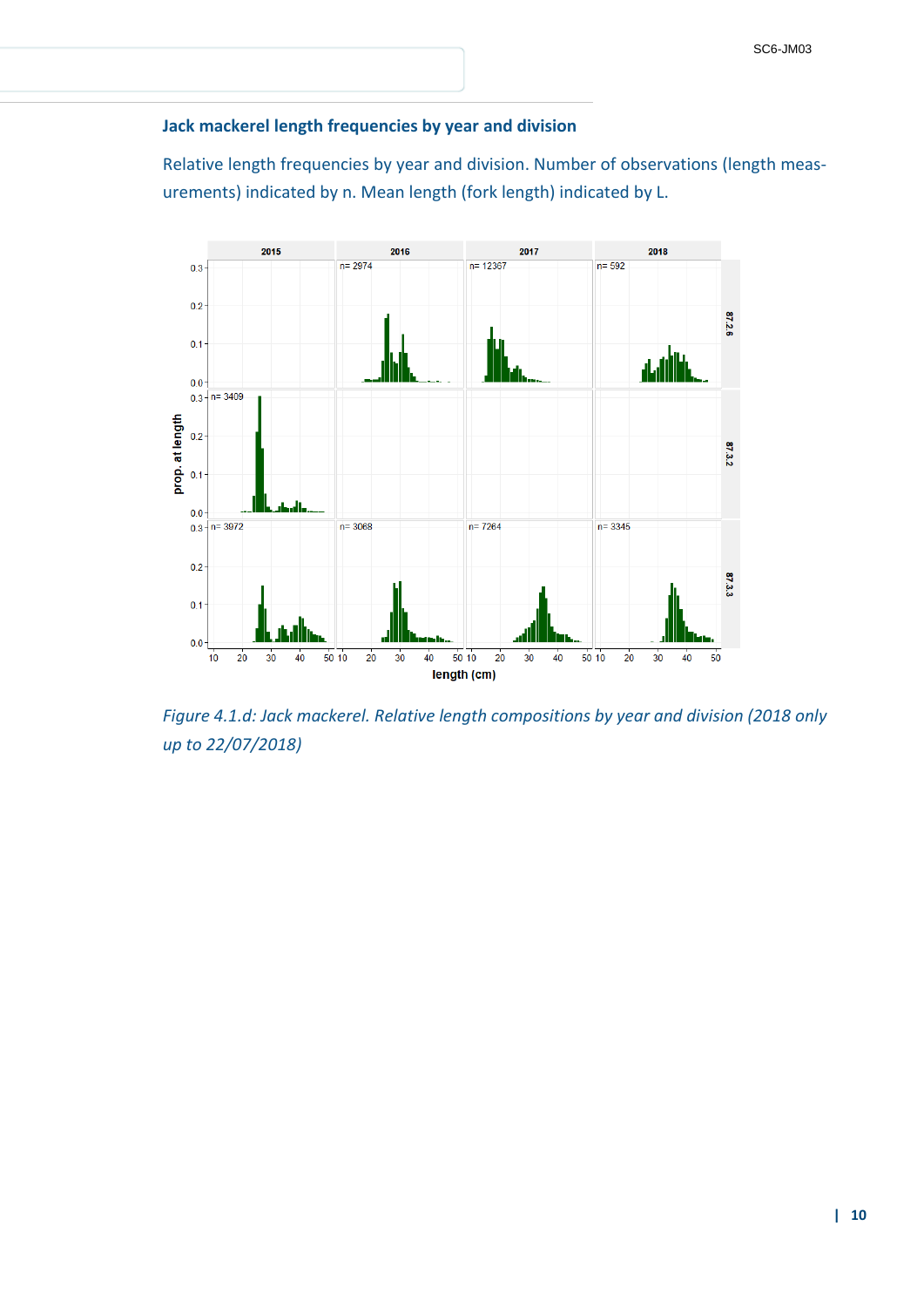### Jack mackerel length frequencies by year and division

Relative length frequencies by year and division. Number of observations (length measurements) indicated by n. Mean length (fork length) indicated by L.

*Figure 4.1.d: Jack mackerel. Relative length compositions by year and division (2018 only up to 22/07/2018)*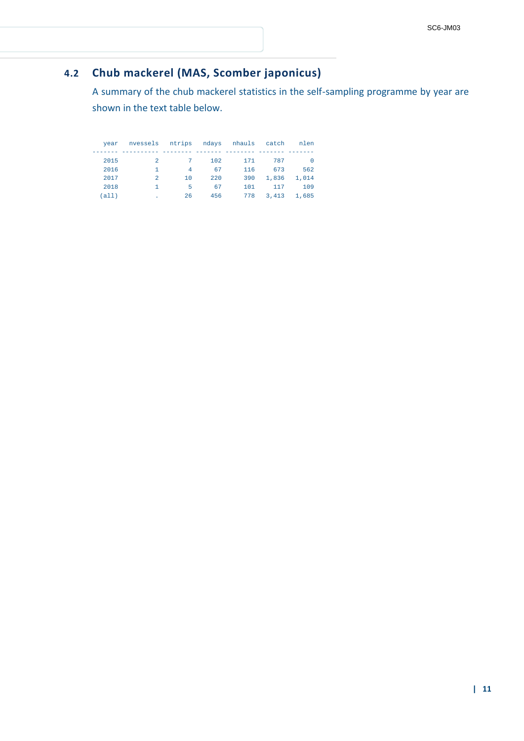## 4.2 Chub mackerel (MAS, Scomber japonicus)

A summary of the chub mackerel statistics in the self-sampling programme by year are shown in the text table below.

| year | nvessels | ntrips | ndays | nhauls | catch | nlen |
|---|---|---|---|---|---|---|
| 2015 | 2 | 7 | 102 | 171 | 787 | 0 |
| 2016 | 1 | 4 | 67 | 116 | 673 | 562 |
| 2017 | 2 | 10 | 220 | 390 | 1,836 | 1,014 |
| 2018 | 1 | 5 | 67 | 101 | 117 | 109 |
| (all) | . | 26 | 456 | 778 | 3,413 | 1,685 |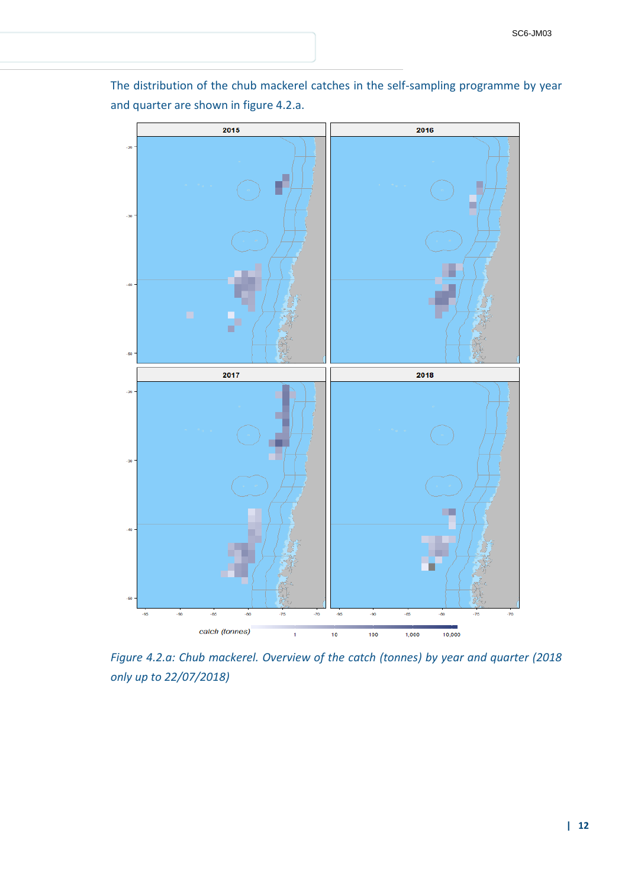The distribution of the chub mackerel catches in the self-sampling programme by year and quarter are shown in figure 4.2.a.

*Figure 4.2.a: Chub mackerel. Overview of the catch (tonnes) by year and quarter (2018 only up to 22/07/2018)*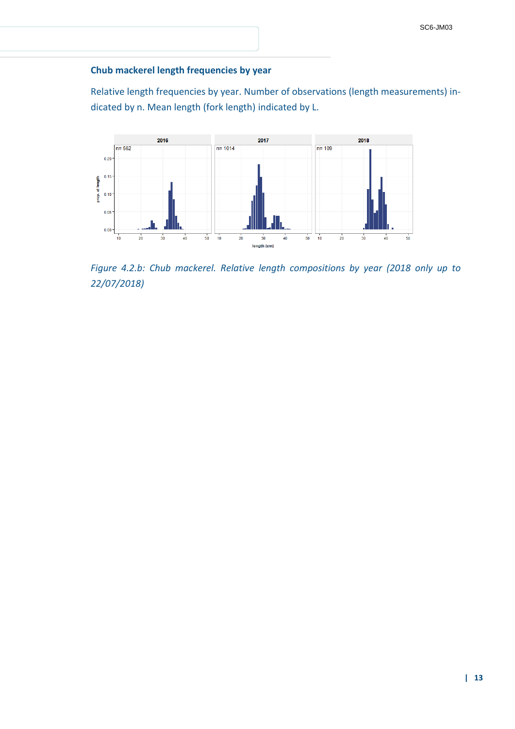### Chub mackerel length frequencies by year

Relative length frequencies by year. Number of observations (length measurements) indicated by n. Mean length (fork length) indicated by L.

*Figure 4.2.b: Chub mackerel. Relative length compositions by year (2018 only up to 22/07/2018)*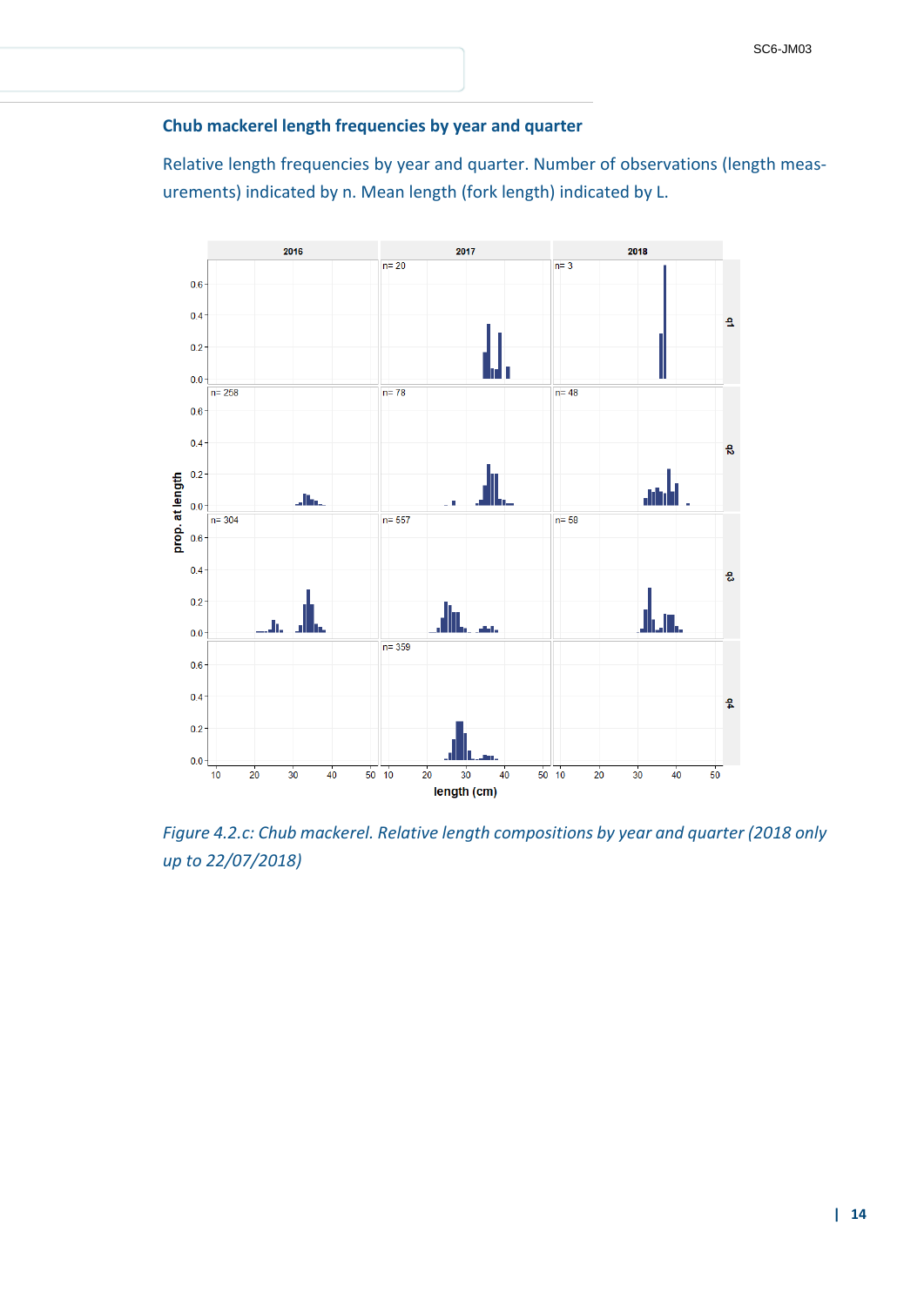### Chub mackerel length frequencies by year and quarter

Relative length frequencies by year and quarter. Number of observations (length measurements) indicated by n. Mean length (fork length) indicated by L.

*Figure 4.2.c: Chub mackerel. Relative length compositions by year and quarter (2018 only up to 22/07/2018)*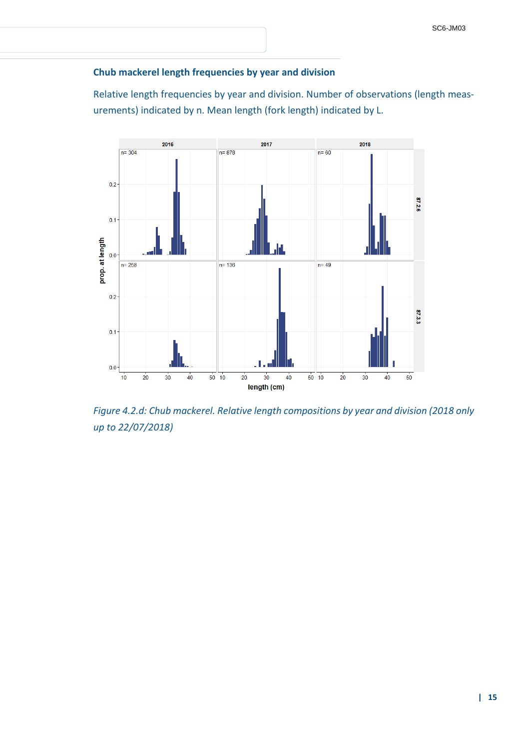### Chub mackerel length frequencies by year and division

Relative length frequencies by year and division. Number of observations (length measurements) indicated by n. Mean length (fork length) indicated by L.

*Figure 4.2.d: Chub mackerel. Relative length compositions by year and division (2018 only up to 22/07/2018)*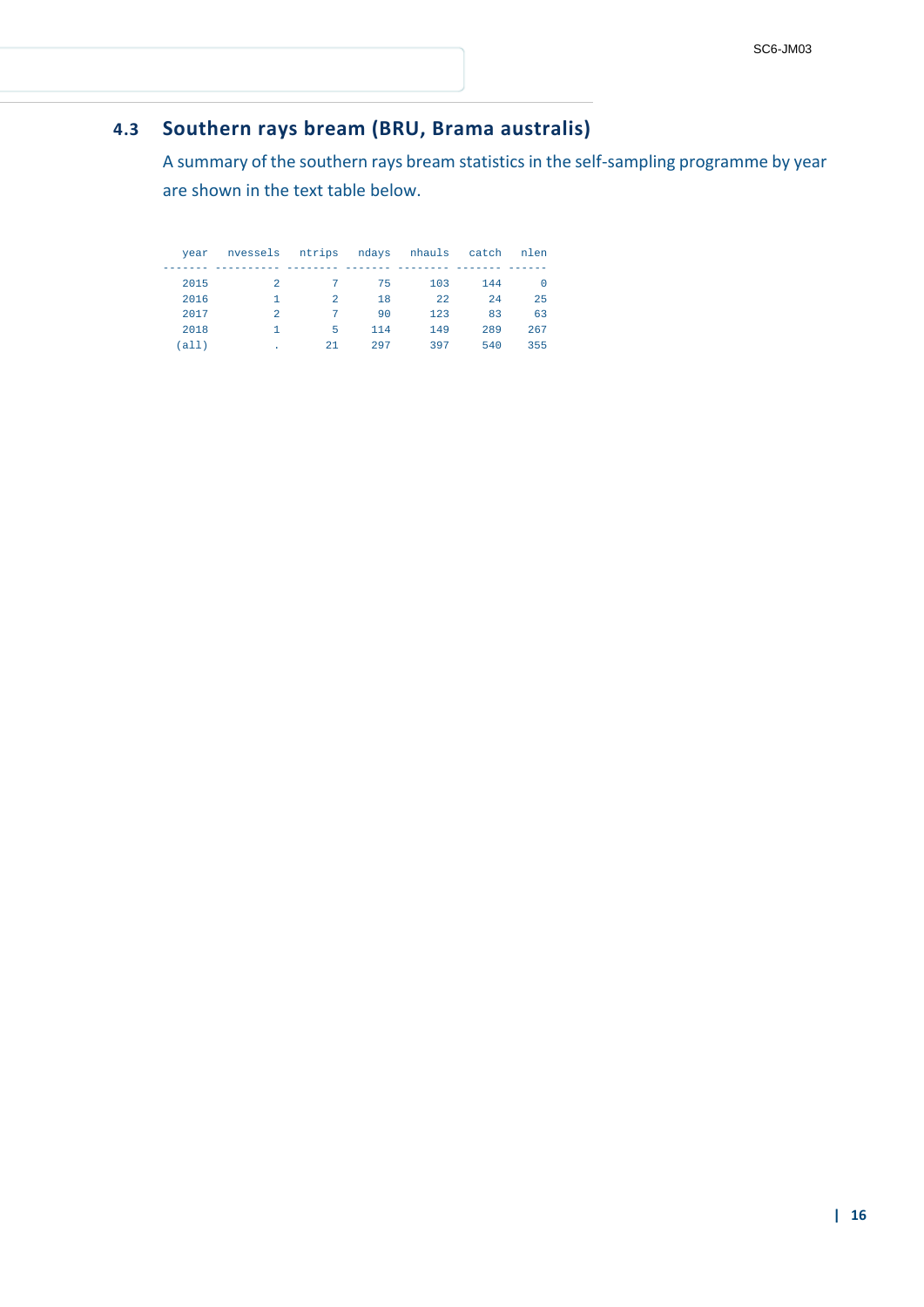### 4.3 Southern rays bream (BRU, Brama australis)

A summary of the southern rays bream statistics in the self-sampling programme by year are shown in the text table below.

| year | nvessels | ntrips | ndays | nhauls | catch | nlen |
|---|---|---|---|---|---|---|
| 2015 | 2 | 7 | 75 | 103 | 144 | 0 |
| 2016 | 1 | 2 | 18 | 22 | 24 | 25 |
| 2017 | 2 | 7 | 90 | 123 | 83 | 63 |
| 2018 | 1 | 5 | 114 | 149 | 289 | 267 |
| (all) | . | 21 | 297 | 397 | 540 | 355 |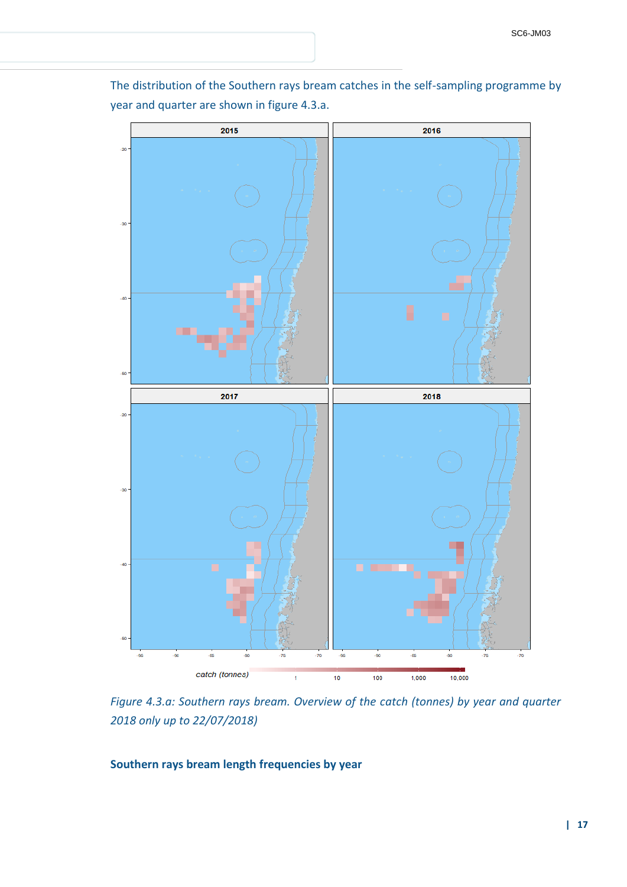The distribution of the Southern rays bream catches in the self-sampling programme by year and quarter are shown in figure 4.3.a.

*Figure 4.3.a: Southern rays bream. Overview of the catch (tonnes) by year and quarter 2018 only up to 22/07/2018)*

**Southern rays bream length frequencies by year**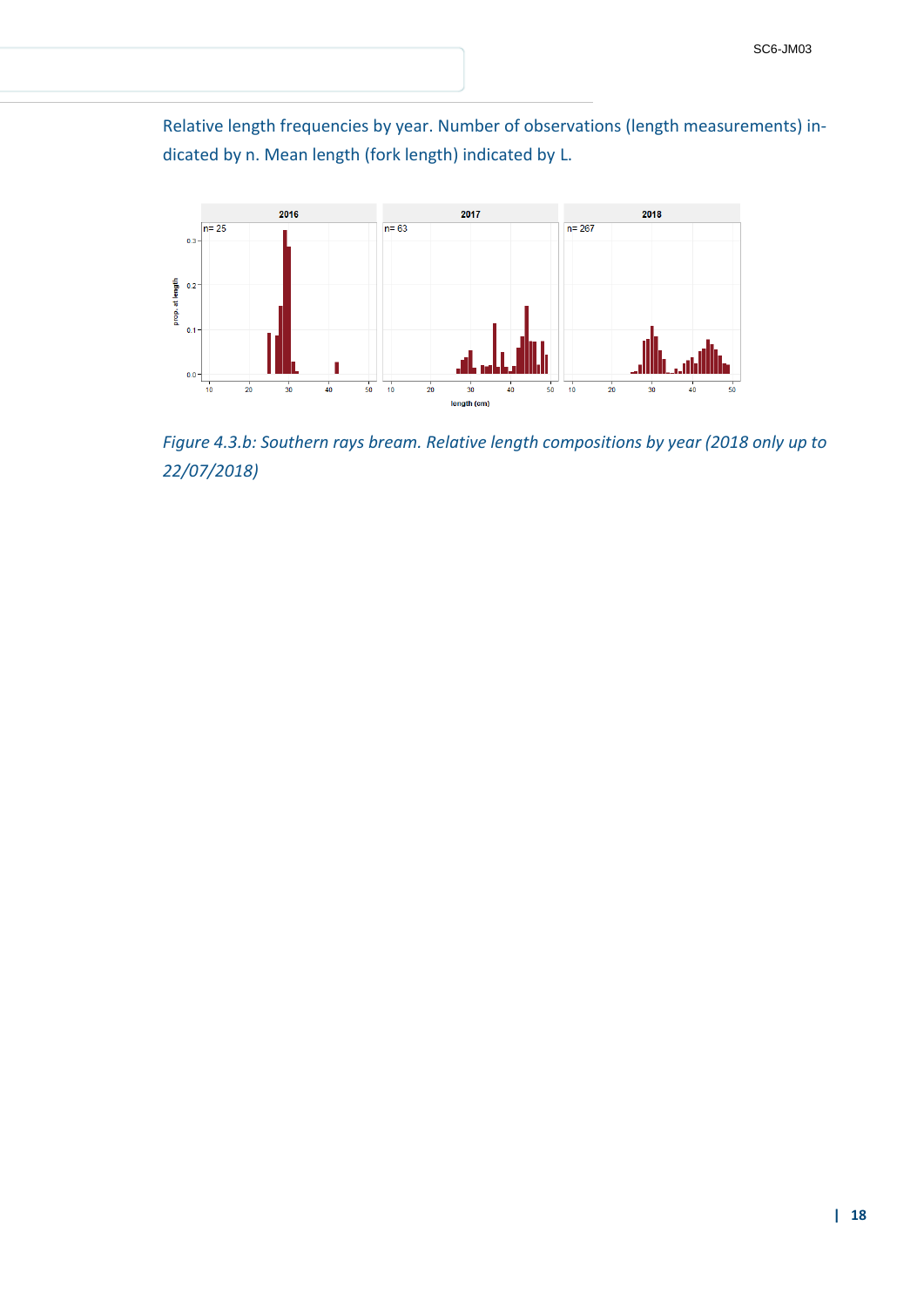Relative length frequencies by year. Number of observations (length measurements) indicated by n. Mean length (fork length) indicated by L.

*Figure 4.3.b: Southern rays bream. Relative length compositions by year (2018 only up to 22/07/2018)*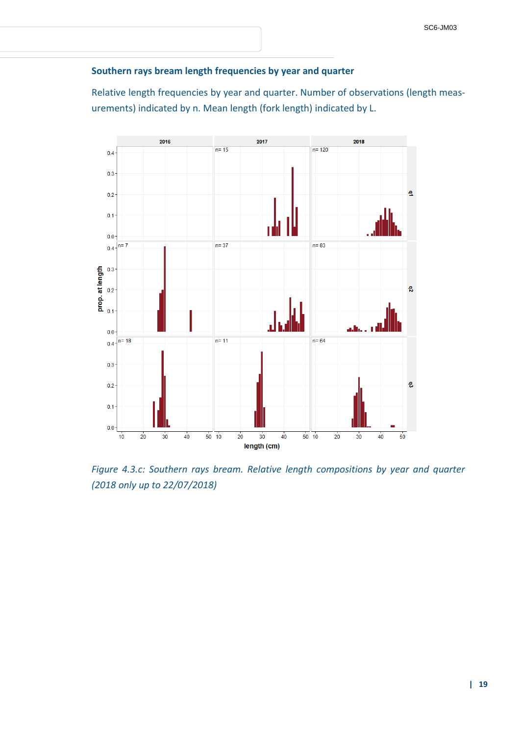### Southern rays bream length frequencies by year and quarter

Relative length frequencies by year and quarter. Number of observations (length measurements) indicated by n. Mean length (fork length) indicated by L.

*Figure 4.3.c: Southern rays bream. Relative length compositions by year and quarter (2018 only up to 22/07/2018)*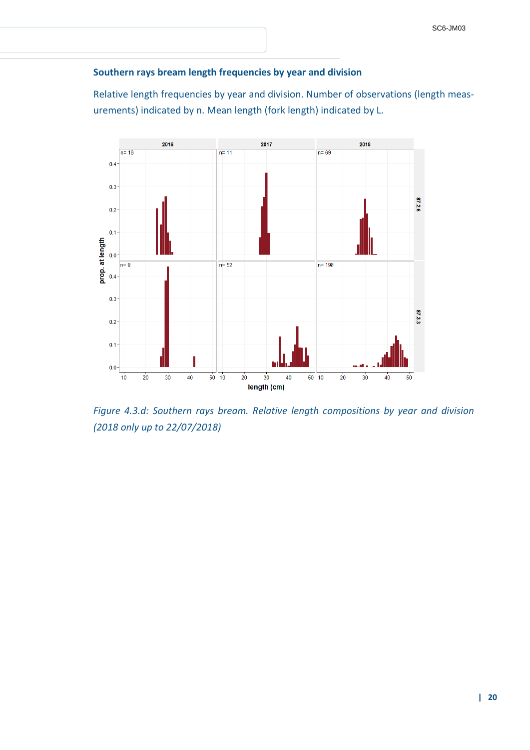### Southern rays bream length frequencies by year and division

Relative length frequencies by year and division. Number of observations (length measurements) indicated by n. Mean length (fork length) indicated by L.

*Figure 4.3.d: Southern rays bream. Relative length compositions by year and division (2018 only up to 22/07/2018)*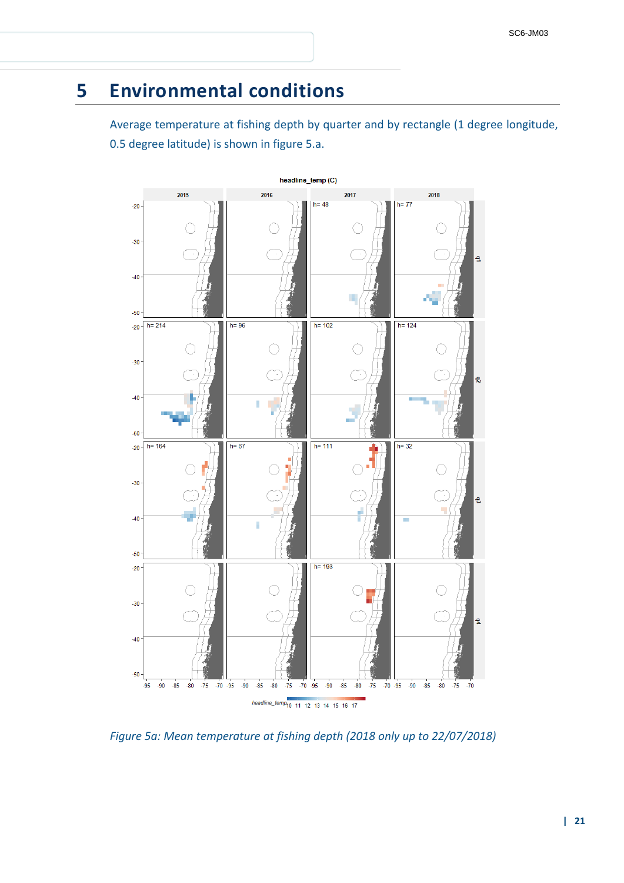# 5 Environmental conditions

Average temperature at fishing depth by quarter and by rectangle (1 degree longitude, 0.5 degree latitude) is shown in figure 5.a.

*Figure 5a: Mean temperature at fishing depth (2018 only up to 22/07/2018)*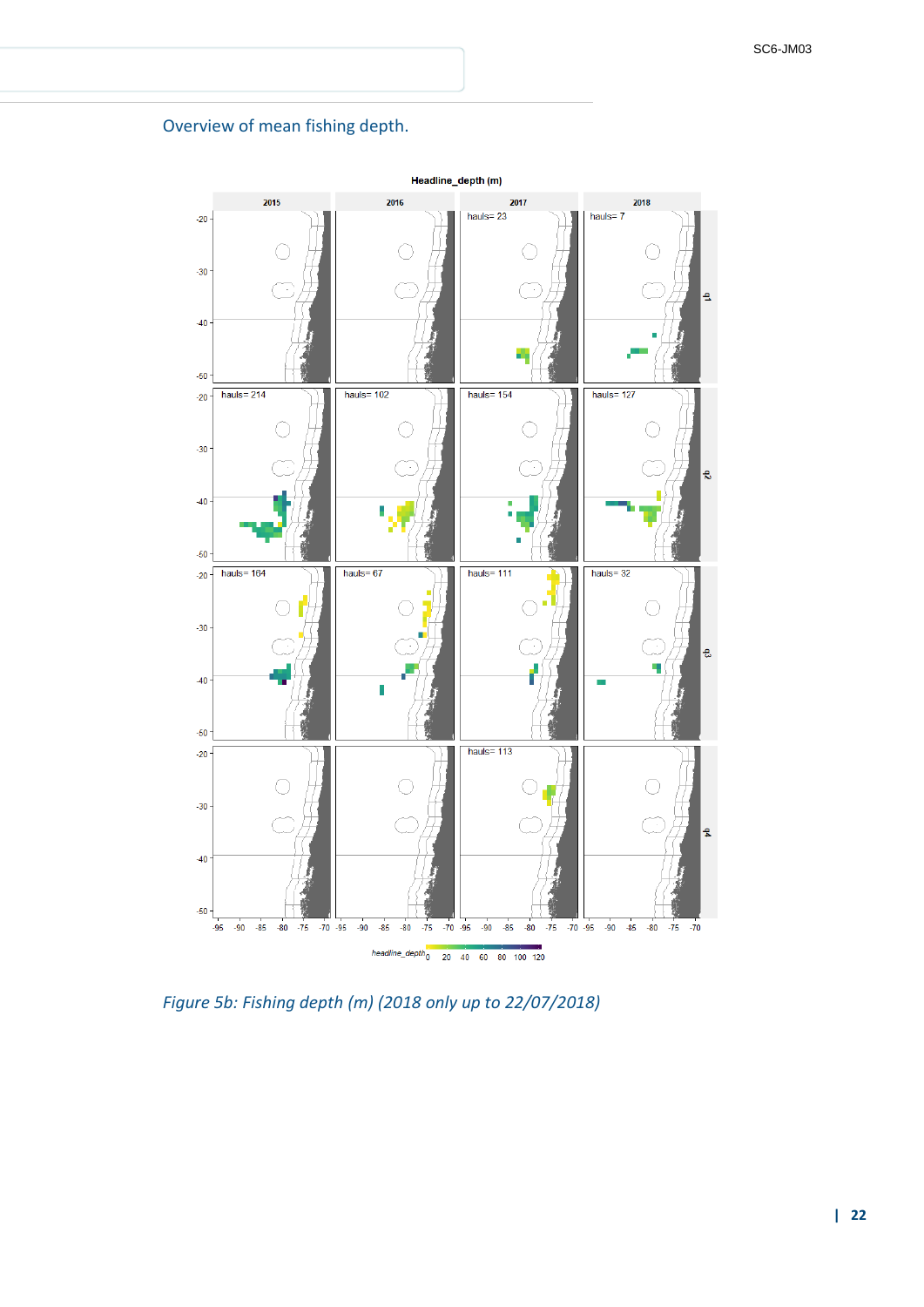## Overview of mean fishing depth.

*Figure 5b: Fishing depth (m) (2018 only up to 22/07/2018)*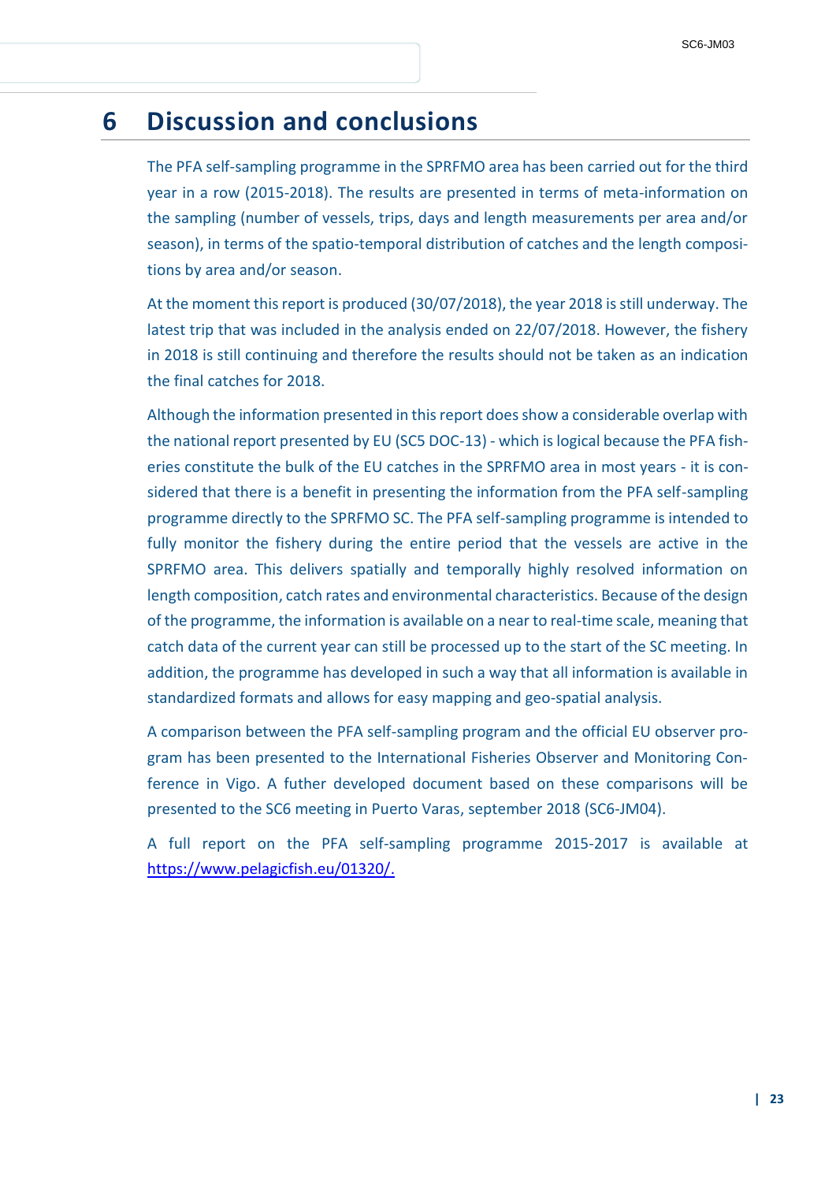# 6 Discussion and conclusions

The PFA self-sampling programme in the SPRFMO area has been carried out for the third year in a row (2015-2018). The results are presented in terms of meta-information on the sampling (number of vessels, trips, days and length measurements per area and/or season), in terms of the spatio-temporal distribution of catches and the length compositions by area and/or season.

At the moment this report is produced (30/07/2018), the year 2018 is still underway. The latest trip that was included in the analysis ended on 22/07/2018. However, the fishery in 2018 is still continuing and therefore the results should not be taken as an indication the final catches for 2018.

Although the information presented in this report does show a considerable overlap with the national report presented by EU (SC5 DOC-13) - which is logical because the PFA fisheries constitute the bulk of the EU catches in the SPRFMO area in most years - it is considered that there is a benefit in presenting the information from the PFA self-sampling programme directly to the SPRFMO SC. The PFA self-sampling programme is intended to fully monitor the fishery during the entire period that the vessels are active in the SPRFMO area. This delivers spatially and temporally highly resolved information on length composition, catch rates and environmental characteristics. Because of the design of the programme, the information is available on a near to real-time scale, meaning that catch data of the current year can still be processed up to the start of the SC meeting. In addition, the programme has developed in such a way that all information is available in standardized formats and allows for easy mapping and geo-spatial analysis.

A comparison between the PFA self-sampling program and the official EU observer program has been presented to the International Fisheries Observer and Monitoring Conference in Vigo. A futher developed document based on these comparisons will be presented to the SC6 meeting in Puerto Varas, september 2018 (SC6-JM04).

A full report on the PFA self-sampling programme 2015-2017 is available at [https://www.pelagicfish.eu/01320/.](https://www.pelagicfish.eu/01320/)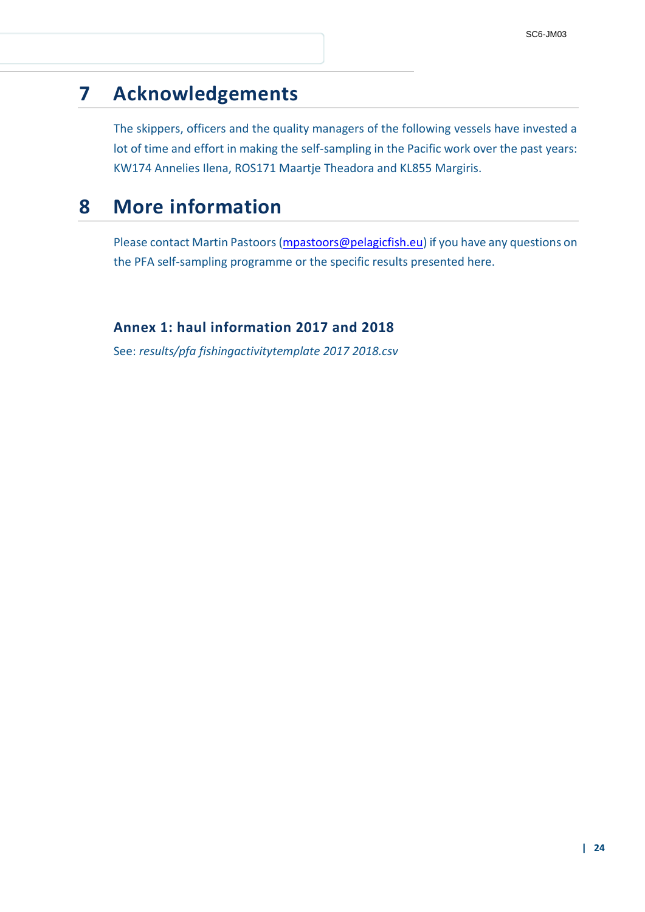# 7 Acknowledgements

The skippers, officers and the quality managers of the following vessels have invested a lot of time and effort in making the self-sampling in the Pacific work over the past years: KW174 Annelies Ilena, ROS171 Maartje Theadora and KL855 Margiris.

# 8 More information

Please contact Martin Pastoors (mpastoors@pelagicfish.eu) if you have any questions on the PFA self-sampling programme or the specific results presented here.

### Annex 1: haul information 2017 and 2018

See: *results/pfa fishingactivitytemplate 2017 2018.csv*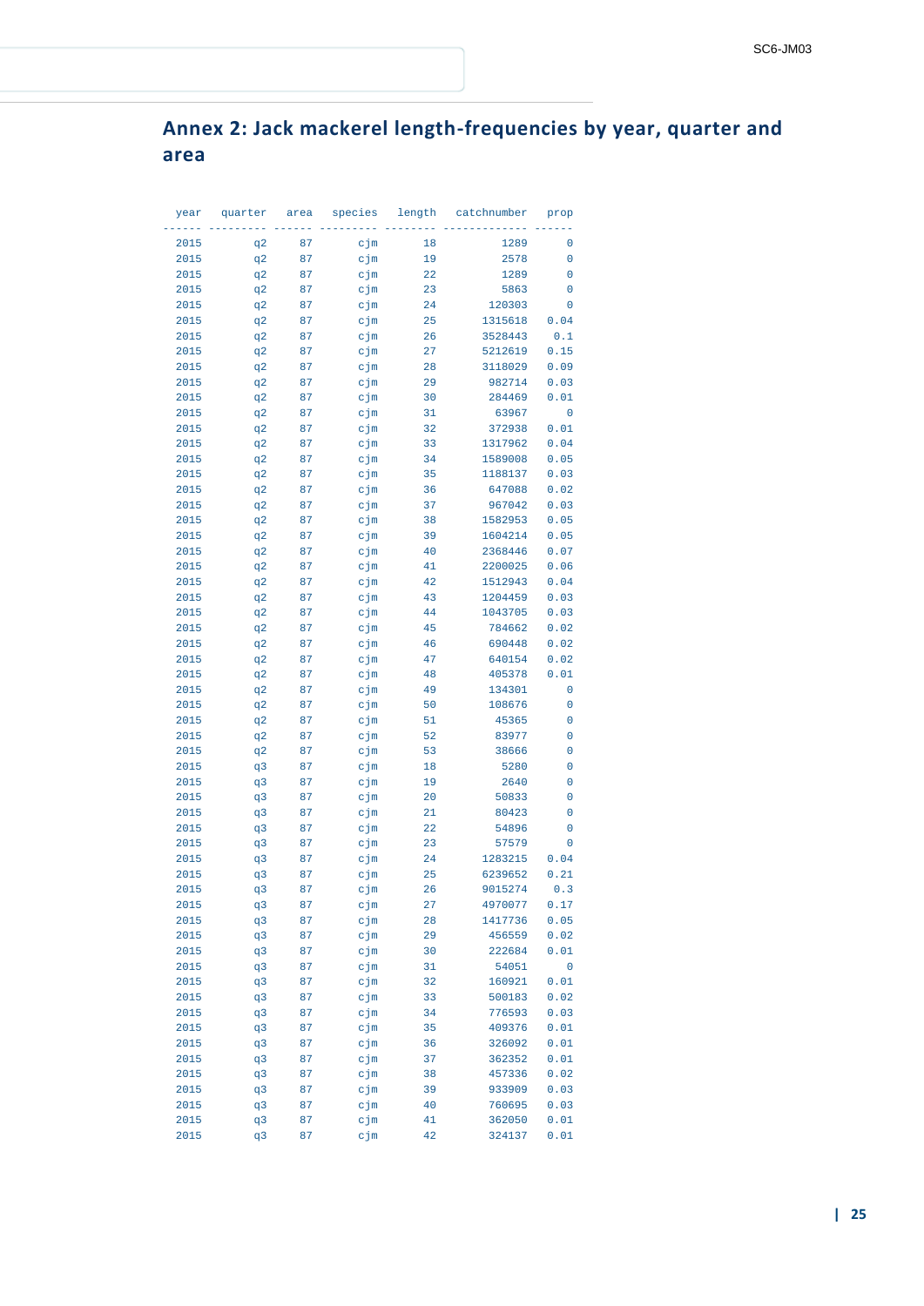# Annex 2: Jack mackerel length-frequencies by year, quarter and area

| year | quarter | area | species | length | catchnumber | prop |
|---|---|---|---|---|---|---|
| 2015 | q2 | 87 | cjm | 18 | 1289 | 0 |
| 2015 | q2 | 87 | cjm | 19 | 2578 | 0 |
| 2015 | q2 | 87 | cjm | 22 | 1289 | 0 |
| 2015 | q2 | 87 | cjm | 23 | 5863 | 0 |
| 2015 | q2 | 87 | cjm | 24 | 120303 | 0 |
| 2015 | q2 | 87 | cjm | 25 | 1315618 | 0.04 |
| 2015 | q2 | 87 | cjm | 26 | 3528443 | 0.1 |
| 2015 | q2 | 87 | cjm | 27 | 5212619 | 0.15 |
| 2015 | q2 | 87 | cjm | 28 | 3118029 | 0.09 |
| 2015 | q2 | 87 | cjm | 29 | 982714 | 0.03 |
| 2015 | q2 | 87 | cjm | 30 | 284469 | 0.01 |
| 2015 | q2 | 87 | cjm | 31 | 63967 | 0 |
| 2015 | q2 | 87 | cjm | 32 | 372938 | 0.01 |
| 2015 | q2 | 87 | cjm | 33 | 1317962 | 0.04 |
| 2015 | q2 | 87 | cjm | 34 | 1589008 | 0.05 |
| 2015 | q2 | 87 | cjm | 35 | 1188137 | 0.03 |
| 2015 | q2 | 87 | cjm | 36 | 647088 | 0.02 |
| 2015 | q2 | 87 | cjm | 37 | 967042 | 0.03 |
| 2015 | q2 | 87 | cjm | 38 | 1582953 | 0.05 |
| 2015 | q2 | 87 | cjm | 39 | 1604214 | 0.05 |
| 2015 | q2 | 87 | cjm | 40 | 2368446 | 0.07 |
| 2015 | q2 | 87 | cjm | 41 | 2200025 | 0.06 |
| 2015 | q2 | 87 | cjm | 42 | 1512943 | 0.04 |
| 2015 | q2 | 87 | cjm | 43 | 1204459 | 0.03 |
| 2015 | q2 | 87 | cjm | 44 | 1043705 | 0.03 |
| 2015 | q2 | 87 | cjm | 45 | 784662 | 0.02 |
| 2015 | q2 | 87 | cjm | 46 | 690448 | 0.02 |
| 2015 | q2 | 87 | cjm | 47 | 640154 | 0.02 |
| 2015 | q2 | 87 | cjm | 48 | 405378 | 0.01 |
| 2015 | q2 | 87 | cjm | 49 | 134301 | 0 |
| 2015 | q2 | 87 | cjm | 50 | 108676 | 0 |
| 2015 | q2 | 87 | cjm | 51 | 45365 | 0 |
| 2015 | q2 | 87 | cjm | 52 | 83977 | 0 |
| 2015 | q2 | 87 | cjm | 53 | 38666 | 0 |
| 2015 | q3 | 87 | cjm | 18 | 5280 | 0 |
| 2015 | q3 | 87 | cjm | 19 | 2640 | 0 |
| 2015 | q3 | 87 | cjm | 20 | 50833 | 0 |
| 2015 | q3 | 87 | cjm | 21 | 80423 | 0 |
| 2015 | q3 | 87 | cjm | 22 | 54896 | 0 |
| 2015 | q3 | 87 | cjm | 23 | 57579 | 0 |
| 2015 | q3 | 87 | cjm | 24 | 1283215 | 0.04 |
| 2015 | q3 | 87 | cjm | 25 | 6239652 | 0.21 |
| 2015 | q3 | 87 | cjm | 26 | 9015274 | 0.3 |
| 2015 | q3 | 87 | cjm | 27 | 4970077 | 0.17 |
| 2015 | q3 | 87 | cjm | 28 | 1417736 | 0.05 |
| 2015 | q3 | 87 | cjm | 29 | 456559 | 0.02 |
| 2015 | q3 | 87 | cjm | 30 | 222684 | 0.01 |
| 2015 | q3 | 87 | cjm | 31 | 54051 | 0 |
| 2015 | q3 | 87 | cjm | 32 | 160921 | 0.01 |
| 2015 | q3 | 87 | cjm | 33 | 500183 | 0.02 |
| 2015 | q3 | 87 | cjm | 34 | 776593 | 0.03 |
| 2015 | q3 | 87 | cjm | 35 | 409376 | 0.01 |
| 2015 | q3 | 87 | cjm | 36 | 326092 | 0.01 |
| 2015 | q3 | 87 | cjm | 37 | 362352 | 0.01 |
| 2015 | q3 | 87 | cjm | 38 | 457336 | 0.02 |
| 2015 | q3 | 87 | cjm | 39 | 933909 | 0.03 |
| 2015 | q3 | 87 | cjm | 40 | 760695 | 0.03 |
| 2015 | q3 | 87 | cjm | 41 | 362050 | 0.01 |
| 2015 | q3 | 87 | cjm | 42 | 324137 | 0.01 |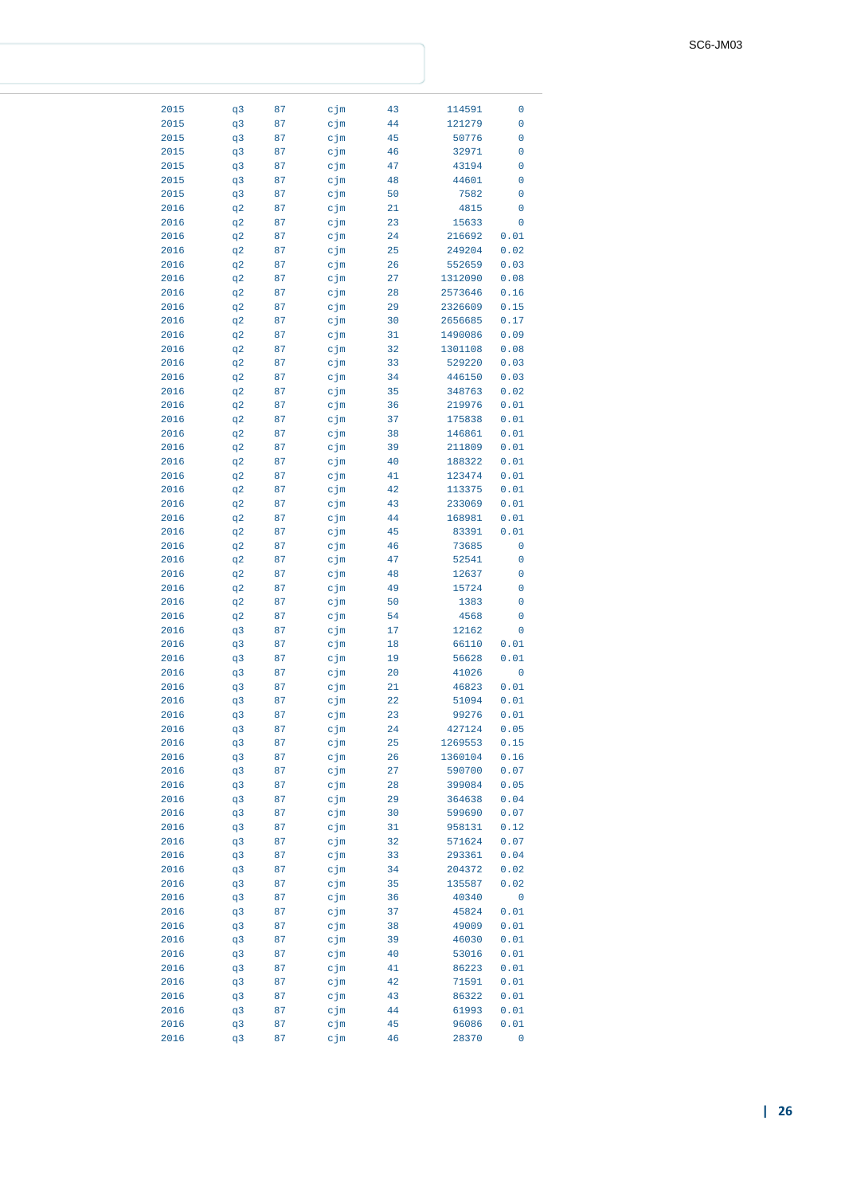```
2015     q3     87     cjm     43     114591     0
2015     q3     87     cjm     44     121279     0
2015     q3     87     cjm     45      50776     0
2015     q3     87     cjm     46      32971     0
2015     q3     87     cjm     47      43194     0
2015     q3     87     cjm     48      44601     0
2015     q3     87     cjm     50       7582     0
2016     q2     87     cjm     21       4815     0
2016     q2     87     cjm     23      15633     0
2016     q2     87     cjm     24     216692  0.01
2016     q2     87     cjm     25     249204  0.02
2016     q2     87     cjm     26     552659  0.03
2016     q2     87     cjm     27    1312090  0.08
2016     q2     87     cjm     28    2573646  0.16
2016     q2     87     cjm     29    2326609  0.15
2016     q2     87     cjm     30    2656685  0.17
2016     q2     87     cjm     31    1490086  0.09
2016     q2     87     cjm     32    1301108  0.08
2016     q2     87     cjm     33     529220  0.03
2016     q2     87     cjm     34     446150  0.03
2016     q2     87     cjm     35     348763  0.02
2016     q2     87     cjm     36     219976  0.01
2016     q2     87     cjm     37     175838  0.01
2016     q2     87     cjm     38     146861  0.01
2016     q2     87     cjm     39     211809  0.01
2016     q2     87     cjm     40     188322  0.01
2016     q2     87     cjm     41     123474  0.01
2016     q2     87     cjm     42     113375  0.01
2016     q2     87     cjm     43     233069  0.01
2016     q2     87     cjm     44     168981  0.01
2016     q2     87     cjm     45      83391  0.01
2016     q2     87     cjm     46      73685     0
2016     q2     87     cjm     47      52541     0
2016     q2     87     cjm     48      12637     0
2016     q2     87     cjm     49      15724     0
2016     q2     87     cjm     50       1383     0
2016     q2     87     cjm     54       4568     0
2016     q3     87     cjm     17      12162     0
2016     q3     87     cjm     18      66110  0.01
2016     q3     87     cjm     19      56628  0.01
2016     q3     87     cjm     20      41026     0
2016     q3     87     cjm     21      46823  0.01
2016     q3     87     cjm     22      51094  0.01
2016     q3     87     cjm     23      99276  0.01
2016     q3     87     cjm     24     427124  0.05
2016     q3     87     cjm     25    1269553  0.15
2016     q3     87     cjm     26    1360104  0.16
2016     q3     87     cjm     27     590700  0.07
2016     q3     87     cjm     28     399084  0.05
2016     q3     87     cjm     29     364638  0.04
2016     q3     87     cjm     30     599690  0.07
2016     q3     87     cjm     31     958131  0.12
2016     q3     87     cjm     32     571624  0.07
2016     q3     87     cjm     33     293361  0.04
2016     q3     87     cjm     34     204372  0.02
2016     q3     87     cjm     35     135587  0.02
2016     q3     87     cjm     36      40340     0
2016     q3     87     cjm     37      45824  0.01
2016     q3     87     cjm     38      49009  0.01
2016     q3     87     cjm     39      46030  0.01
2016     q3     87     cjm     40      53016  0.01
2016     q3     87     cjm     41      86223  0.01
2016     q3     87     cjm     42      71591  0.01
2016     q3     87     cjm     43      86322  0.01
2016     q3     87     cjm     44      61993  0.01
2016     q3     87     cjm     45      96086  0.01
2016     q3     87     cjm     46      28370     0
```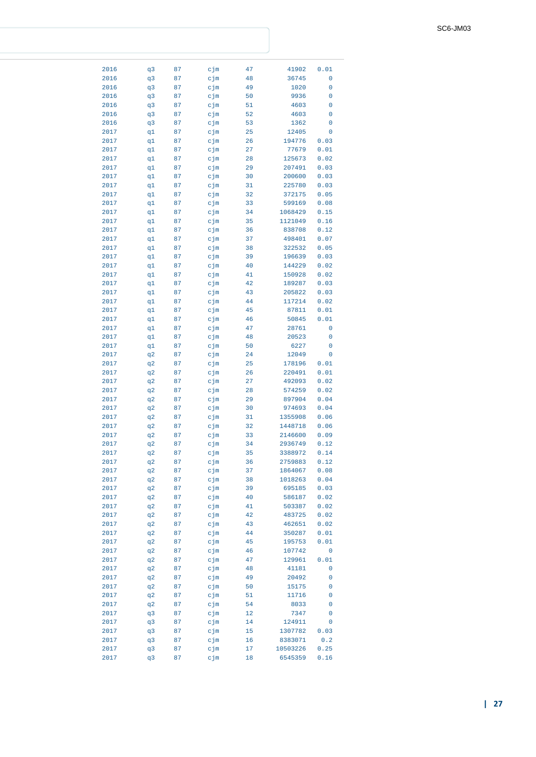| | | | | | | |
|---|---|---|---|---|---|---|
| 2016 | q3 | 87 | cjm | 47 | 41902 | 0.01 |
| 2016 | q3 | 87 | cjm | 48 | 36745 | 0 |
| 2016 | q3 | 87 | cjm | 49 | 1020 | 0 |
| 2016 | q3 | 87 | cjm | 50 | 9936 | 0 |
| 2016 | q3 | 87 | cjm | 51 | 4603 | 0 |
| 2016 | q3 | 87 | cjm | 52 | 4603 | 0 |
| 2016 | q3 | 87 | cjm | 53 | 1362 | 0 |
| 2017 | q1 | 87 | cjm | 25 | 12405 | 0 |
| 2017 | q1 | 87 | cjm | 26 | 194776 | 0.03 |
| 2017 | q1 | 87 | cjm | 27 | 77679 | 0.01 |
| 2017 | q1 | 87 | cjm | 28 | 125673 | 0.02 |
| 2017 | q1 | 87 | cjm | 29 | 207491 | 0.03 |
| 2017 | q1 | 87 | cjm | 30 | 200600 | 0.03 |
| 2017 | q1 | 87 | cjm | 31 | 225780 | 0.03 |
| 2017 | q1 | 87 | cjm | 32 | 372175 | 0.05 |
| 2017 | q1 | 87 | cjm | 33 | 599169 | 0.08 |
| 2017 | q1 | 87 | cjm | 34 | 1068429 | 0.15 |
| 2017 | q1 | 87 | cjm | 35 | 1121049 | 0.16 |
| 2017 | q1 | 87 | cjm | 36 | 838708 | 0.12 |
| 2017 | q1 | 87 | cjm | 37 | 498401 | 0.07 |
| 2017 | q1 | 87 | cjm | 38 | 322532 | 0.05 |
| 2017 | q1 | 87 | cjm | 39 | 196639 | 0.03 |
| 2017 | q1 | 87 | cjm | 40 | 144229 | 0.02 |
| 2017 | q1 | 87 | cjm | 41 | 150928 | 0.02 |
| 2017 | q1 | 87 | cjm | 42 | 189287 | 0.03 |
| 2017 | q1 | 87 | cjm | 43 | 205822 | 0.03 |
| 2017 | q1 | 87 | cjm | 44 | 117214 | 0.02 |
| 2017 | q1 | 87 | cjm | 45 | 87811 | 0.01 |
| 2017 | q1 | 87 | cjm | 46 | 50845 | 0.01 |
| 2017 | q1 | 87 | cjm | 47 | 28761 | 0 |
| 2017 | q1 | 87 | cjm | 48 | 20523 | 0 |
| 2017 | q1 | 87 | cjm | 50 | 6227 | 0 |
| 2017 | q2 | 87 | cjm | 24 | 12049 | 0 |
| 2017 | q2 | 87 | cjm | 25 | 178196 | 0.01 |
| 2017 | q2 | 87 | cjm | 26 | 220491 | 0.01 |
| 2017 | q2 | 87 | cjm | 27 | 492093 | 0.02 |
| 2017 | q2 | 87 | cjm | 28 | 574259 | 0.02 |
| 2017 | q2 | 87 | cjm | 29 | 897904 | 0.04 |
| 2017 | q2 | 87 | cjm | 30 | 974693 | 0.04 |
| 2017 | q2 | 87 | cjm | 31 | 1355908 | 0.06 |
| 2017 | q2 | 87 | cjm | 32 | 1448718 | 0.06 |
| 2017 | q2 | 87 | cjm | 33 | 2146600 | 0.09 |
| 2017 | q2 | 87 | cjm | 34 | 2936749 | 0.12 |
| 2017 | q2 | 87 | cjm | 35 | 3388972 | 0.14 |
| 2017 | q2 | 87 | cjm | 36 | 2759883 | 0.12 |
| 2017 | q2 | 87 | cjm | 37 | 1864067 | 0.08 |
| 2017 | q2 | 87 | cjm | 38 | 1018263 | 0.04 |
| 2017 | q2 | 87 | cjm | 39 | 695185 | 0.03 |
| 2017 | q2 | 87 | cjm | 40 | 586187 | 0.02 |
| 2017 | q2 | 87 | cjm | 41 | 503387 | 0.02 |
| 2017 | q2 | 87 | cjm | 42 | 483725 | 0.02 |
| 2017 | q2 | 87 | cjm | 43 | 462651 | 0.02 |
| 2017 | q2 | 87 | cjm | 44 | 350287 | 0.01 |
| 2017 | q2 | 87 | cjm | 45 | 195753 | 0.01 |
| 2017 | q2 | 87 | cjm | 46 | 107742 | 0 |
| 2017 | q2 | 87 | cjm | 47 | 129961 | 0.01 |
| 2017 | q2 | 87 | cjm | 48 | 41181 | 0 |
| 2017 | q2 | 87 | cjm | 49 | 20492 | 0 |
| 2017 | q2 | 87 | cjm | 50 | 15175 | 0 |
| 2017 | q2 | 87 | cjm | 51 | 11716 | 0 |
| 2017 | q2 | 87 | cjm | 54 | 8033 | 0 |
| 2017 | q3 | 87 | cjm | 12 | 7347 | 0 |
| 2017 | q3 | 87 | cjm | 14 | 124911 | 0 |
| 2017 | q3 | 87 | cjm | 15 | 1307782 | 0.03 |
| 2017 | q3 | 87 | cjm | 16 | 8383071 | 0.2 |
| 2017 | q3 | 87 | cjm | 17 | 10503226 | 0.25 |
| 2017 | q3 | 87 | cjm | 18 | 6545359 | 0.16 |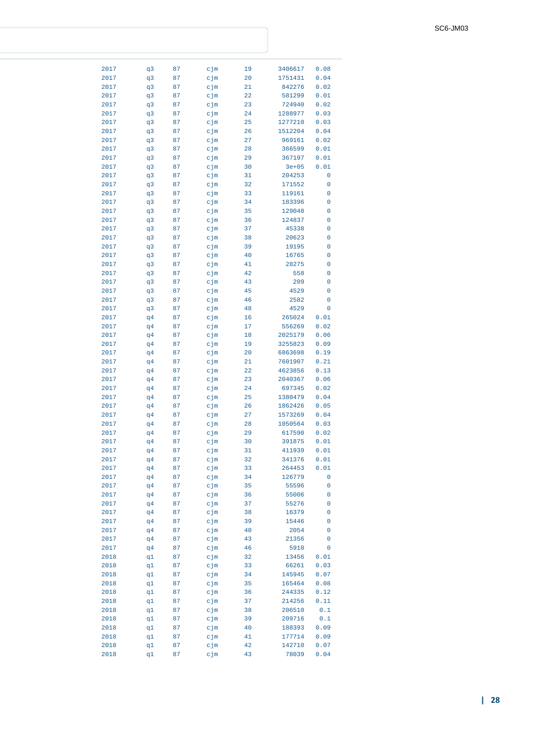| | | | | | | |
|---|---|---|---|---|---|---|
| 2017 | q3 | 87 | cjm | 19 | 3406617 | 0.08 |
| 2017 | q3 | 87 | cjm | 20 | 1751431 | 0.04 |
| 2017 | q3 | 87 | cjm | 21 | 842276 | 0.02 |
| 2017 | q3 | 87 | cjm | 22 | 581299 | 0.01 |
| 2017 | q3 | 87 | cjm | 23 | 724940 | 0.02 |
| 2017 | q3 | 87 | cjm | 24 | 1288977 | 0.03 |
| 2017 | q3 | 87 | cjm | 25 | 1277210 | 0.03 |
| 2017 | q3 | 87 | cjm | 26 | 1512204 | 0.04 |
| 2017 | q3 | 87 | cjm | 27 | 969161 | 0.02 |
| 2017 | q3 | 87 | cjm | 28 | 366599 | 0.01 |
| 2017 | q3 | 87 | cjm | 29 | 367197 | 0.01 |
| 2017 | q3 | 87 | cjm | 30 | 3e+05 | 0.01 |
| 2017 | q3 | 87 | cjm | 31 | 204253 | 0 |
| 2017 | q3 | 87 | cjm | 32 | 171552 | 0 |
| 2017 | q3 | 87 | cjm | 33 | 119161 | 0 |
| 2017 | q3 | 87 | cjm | 34 | 183396 | 0 |
| 2017 | q3 | 87 | cjm | 35 | 129048 | 0 |
| 2017 | q3 | 87 | cjm | 36 | 124837 | 0 |
| 2017 | q3 | 87 | cjm | 37 | 45338 | 0 |
| 2017 | q3 | 87 | cjm | 38 | 20623 | 0 |
| 2017 | q3 | 87 | cjm | 39 | 19195 | 0 |
| 2017 | q3 | 87 | cjm | 40 | 16765 | 0 |
| 2017 | q3 | 87 | cjm | 41 | 28275 | 0 |
| 2017 | q3 | 87 | cjm | 42 | 558 | 0 |
| 2017 | q3 | 87 | cjm | 43 | 209 | 0 |
| 2017 | q3 | 87 | cjm | 45 | 4529 | 0 |
| 2017 | q3 | 87 | cjm | 46 | 2582 | 0 |
| 2017 | q3 | 87 | cjm | 48 | 4529 | 0 |
| 2017 | q4 | 87 | cjm | 16 | 265024 | 0.01 |
| 2017 | q4 | 87 | cjm | 17 | 556269 | 0.02 |
| 2017 | q4 | 87 | cjm | 18 | 2025179 | 0.06 |
| 2017 | q4 | 87 | cjm | 19 | 3255823 | 0.09 |
| 2017 | q4 | 87 | cjm | 20 | 6863698 | 0.19 |
| 2017 | q4 | 87 | cjm | 21 | 7601907 | 0.21 |
| 2017 | q4 | 87 | cjm | 22 | 4623856 | 0.13 |
| 2017 | q4 | 87 | cjm | 23 | 2040367 | 0.06 |
| 2017 | q4 | 87 | cjm | 24 | 697345 | 0.02 |
| 2017 | q4 | 87 | cjm | 25 | 1380479 | 0.04 |
| 2017 | q4 | 87 | cjm | 26 | 1862426 | 0.05 |
| 2017 | q4 | 87 | cjm | 27 | 1573269 | 0.04 |
| 2017 | q4 | 87 | cjm | 28 | 1050564 | 0.03 |
| 2017 | q4 | 87 | cjm | 29 | 617590 | 0.02 |
| 2017 | q4 | 87 | cjm | 30 | 391875 | 0.01 |
| 2017 | q4 | 87 | cjm | 31 | 411939 | 0.01 |
| 2017 | q4 | 87 | cjm | 32 | 341376 | 0.01 |
| 2017 | q4 | 87 | cjm | 33 | 264453 | 0.01 |
| 2017 | q4 | 87 | cjm | 34 | 126779 | 0 |
| 2017 | q4 | 87 | cjm | 35 | 55596 | 0 |
| 2017 | q4 | 87 | cjm | 36 | 55006 | 0 |
| 2017 | q4 | 87 | cjm | 37 | 55276 | 0 |
| 2017 | q4 | 87 | cjm | 38 | 16379 | 0 |
| 2017 | q4 | 87 | cjm | 39 | 15446 | 0 |
| 2017 | q4 | 87 | cjm | 40 | 2054 | 0 |
| 2017 | q4 | 87 | cjm | 43 | 21356 | 0 |
| 2017 | q4 | 87 | cjm | 46 | 5910 | 0 |
| 2018 | q1 | 87 | cjm | 32 | 13456 | 0.01 |
| 2018 | q1 | 87 | cjm | 33 | 66261 | 0.03 |
| 2018 | q1 | 87 | cjm | 34 | 145945 | 0.07 |
| 2018 | q1 | 87 | cjm | 35 | 165464 | 0.08 |
| 2018 | q1 | 87 | cjm | 36 | 244335 | 0.12 |
| 2018 | q1 | 87 | cjm | 37 | 214256 | 0.11 |
| 2018 | q1 | 87 | cjm | 38 | 206510 | 0.1 |
| 2018 | q1 | 87 | cjm | 39 | 209716 | 0.1 |
| 2018 | q1 | 87 | cjm | 40 | 188393 | 0.09 |
| 2018 | q1 | 87 | cjm | 41 | 177714 | 0.09 |
| 2018 | q1 | 87 | cjm | 42 | 142710 | 0.07 |
| 2018 | q1 | 87 | cjm | 43 | 78039 | 0.04 |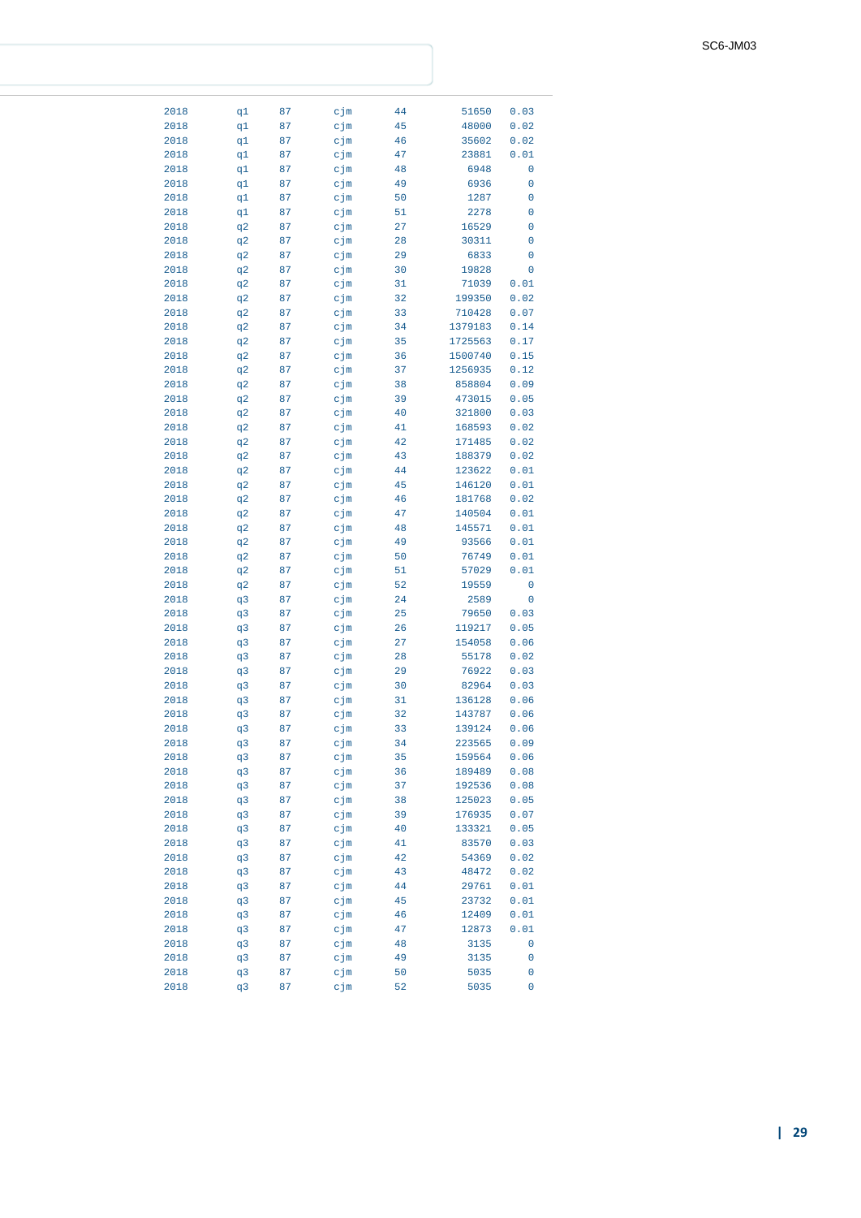| | | | | | | |
|---|---|---|---|---|---|---|
| 2018 | q1 | 87 | cjm | 44 | 51650 | 0.03 |
| 2018 | q1 | 87 | cjm | 45 | 48000 | 0.02 |
| 2018 | q1 | 87 | cjm | 46 | 35602 | 0.02 |
| 2018 | q1 | 87 | cjm | 47 | 23881 | 0.01 |
| 2018 | q1 | 87 | cjm | 48 | 6948 | 0 |
| 2018 | q1 | 87 | cjm | 49 | 6936 | 0 |
| 2018 | q1 | 87 | cjm | 50 | 1287 | 0 |
| 2018 | q1 | 87 | cjm | 51 | 2278 | 0 |
| 2018 | q2 | 87 | cjm | 27 | 16529 | 0 |
| 2018 | q2 | 87 | cjm | 28 | 30311 | 0 |
| 2018 | q2 | 87 | cjm | 29 | 6833 | 0 |
| 2018 | q2 | 87 | cjm | 30 | 19828 | 0 |
| 2018 | q2 | 87 | cjm | 31 | 71039 | 0.01 |
| 2018 | q2 | 87 | cjm | 32 | 199350 | 0.02 |
| 2018 | q2 | 87 | cjm | 33 | 710428 | 0.07 |
| 2018 | q2 | 87 | cjm | 34 | 1379183 | 0.14 |
| 2018 | q2 | 87 | cjm | 35 | 1725563 | 0.17 |
| 2018 | q2 | 87 | cjm | 36 | 1500740 | 0.15 |
| 2018 | q2 | 87 | cjm | 37 | 1256935 | 0.12 |
| 2018 | q2 | 87 | cjm | 38 | 858804 | 0.09 |
| 2018 | q2 | 87 | cjm | 39 | 473015 | 0.05 |
| 2018 | q2 | 87 | cjm | 40 | 321800 | 0.03 |
| 2018 | q2 | 87 | cjm | 41 | 168593 | 0.02 |
| 2018 | q2 | 87 | cjm | 42 | 171485 | 0.02 |
| 2018 | q2 | 87 | cjm | 43 | 188379 | 0.02 |
| 2018 | q2 | 87 | cjm | 44 | 123622 | 0.01 |
| 2018 | q2 | 87 | cjm | 45 | 146120 | 0.01 |
| 2018 | q2 | 87 | cjm | 46 | 181768 | 0.02 |
| 2018 | q2 | 87 | cjm | 47 | 140504 | 0.01 |
| 2018 | q2 | 87 | cjm | 48 | 145571 | 0.01 |
| 2018 | q2 | 87 | cjm | 49 | 93566 | 0.01 |
| 2018 | q2 | 87 | cjm | 50 | 76749 | 0.01 |
| 2018 | q2 | 87 | cjm | 51 | 57029 | 0.01 |
| 2018 | q2 | 87 | cjm | 52 | 19559 | 0 |
| 2018 | q3 | 87 | cjm | 24 | 2589 | 0 |
| 2018 | q3 | 87 | cjm | 25 | 79650 | 0.03 |
| 2018 | q3 | 87 | cjm | 26 | 119217 | 0.05 |
| 2018 | q3 | 87 | cjm | 27 | 154058 | 0.06 |
| 2018 | q3 | 87 | cjm | 28 | 55178 | 0.02 |
| 2018 | q3 | 87 | cjm | 29 | 76922 | 0.03 |
| 2018 | q3 | 87 | cjm | 30 | 82964 | 0.03 |
| 2018 | q3 | 87 | cjm | 31 | 136128 | 0.06 |
| 2018 | q3 | 87 | cjm | 32 | 143787 | 0.06 |
| 2018 | q3 | 87 | cjm | 33 | 139124 | 0.06 |
| 2018 | q3 | 87 | cjm | 34 | 223565 | 0.09 |
| 2018 | q3 | 87 | cjm | 35 | 159564 | 0.06 |
| 2018 | q3 | 87 | cjm | 36 | 189489 | 0.08 |
| 2018 | q3 | 87 | cjm | 37 | 192536 | 0.08 |
| 2018 | q3 | 87 | cjm | 38 | 125023 | 0.05 |
| 2018 | q3 | 87 | cjm | 39 | 176935 | 0.07 |
| 2018 | q3 | 87 | cjm | 40 | 133321 | 0.05 |
| 2018 | q3 | 87 | cjm | 41 | 83570 | 0.03 |
| 2018 | q3 | 87 | cjm | 42 | 54369 | 0.02 |
| 2018 | q3 | 87 | cjm | 43 | 48472 | 0.02 |
| 2018 | q3 | 87 | cjm | 44 | 29761 | 0.01 |
| 2018 | q3 | 87 | cjm | 45 | 23732 | 0.01 |
| 2018 | q3 | 87 | cjm | 46 | 12409 | 0.01 |
| 2018 | q3 | 87 | cjm | 47 | 12873 | 0.01 |
| 2018 | q3 | 87 | cjm | 48 | 3135 | 0 |
| 2018 | q3 | 87 | cjm | 49 | 3135 | 0 |
| 2018 | q3 | 87 | cjm | 50 | 5035 | 0 |
| 2018 | q3 | 87 | cjm | 52 | 5035 | 0 |